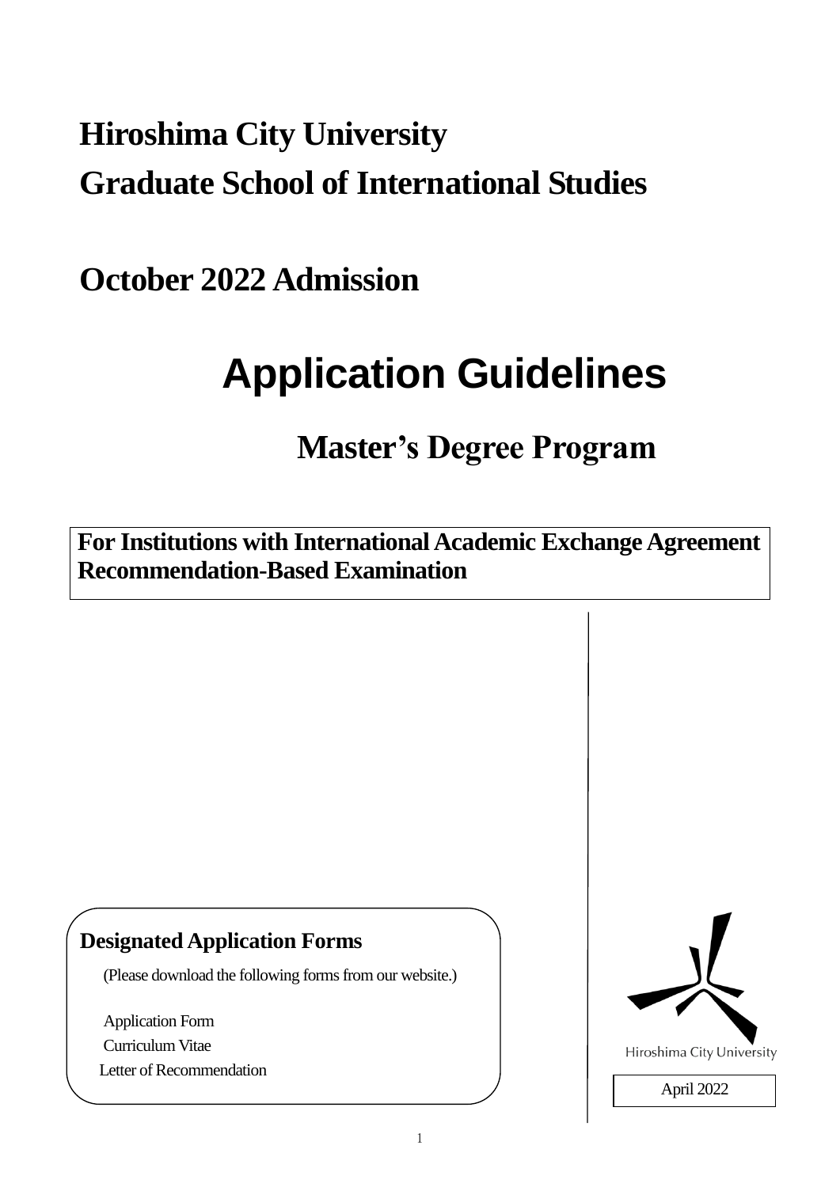# Hiroshima City University
# Graduate School of International Studies

## October 2022 Admission

# Application Guidelines

## Master's Degree Program

**For Institutions with International Academic Exchange Agreement**
**Recommendation-Based Examination**

**Designated Application Forms**

(Please download the following forms from our website.)

Application Form
Curriculum Vitae
Letter of Recommendation

Hiroshima City University

April 2022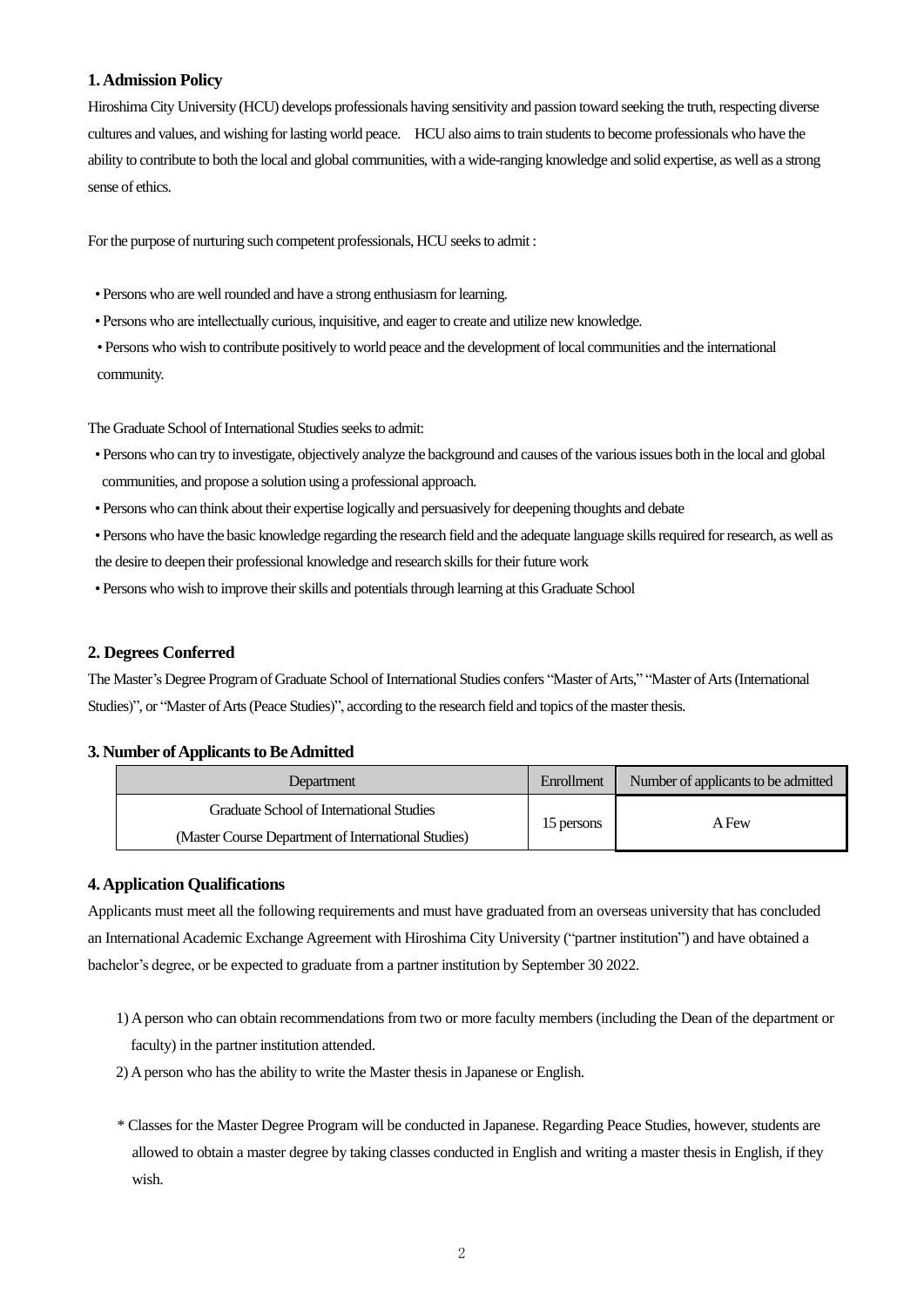## 1. Admission Policy

Hiroshima City University (HCU) develops professionals having sensitivity and passion toward seeking the truth, respecting diverse cultures and values, and wishing for lasting world peace. HCU also aims to train students to become professionals who have the ability to contribute to both the local and global communities, with a wide-ranging knowledge and solid expertise, as well as a strong sense of ethics.

For the purpose of nurturing such competent professionals, HCU seeks to admit :

- Persons who are well rounded and have a strong enthusiasm for learning.
- Persons who are intellectually curious, inquisitive, and eager to create and utilize new knowledge.
- Persons who wish to contribute positively to world peace and the development of local communities and the international community.

The Graduate School of International Studies seeks to admit:

- Persons who can try to investigate, objectively analyze the background and causes of the various issues both in the local and global communities, and propose a solution using a professional approach.
- Persons who can think about their expertise logically and persuasively for deepening thoughts and debate
- Persons who have the basic knowledge regarding the research field and the adequate language skills required for research, as well as the desire to deepen their professional knowledge and research skills for their future work
- Persons who wish to improve their skills and potentials through learning at this Graduate School

## 2. Degrees Conferred

The Master's Degree Program of Graduate School of International Studies confers "Master of Arts," "Master of Arts (International Studies)", or "Master of Arts (Peace Studies)", according to the research field and topics of the master thesis.

## 3. Number of Applicants to Be Admitted

| Department | Enrollment | Number of applicants to be admitted |
|---|---|---|
| Graduate School of International Studies (Master Course Department of International Studies) | 15 persons | A Few |

## 4. Application Qualifications

Applicants must meet all the following requirements and must have graduated from an overseas university that has concluded an International Academic Exchange Agreement with Hiroshima City University ("partner institution") and have obtained a bachelor's degree, or be expected to graduate from a partner institution by September 30 2022.

1) A person who can obtain recommendations from two or more faculty members (including the Dean of the department or faculty) in the partner institution attended.
2) A person who has the ability to write the Master thesis in Japanese or English.

\* Classes for the Master Degree Program will be conducted in Japanese. Regarding Peace Studies, however, students are allowed to obtain a master degree by taking classes conducted in English and writing a master thesis in English, if they wish.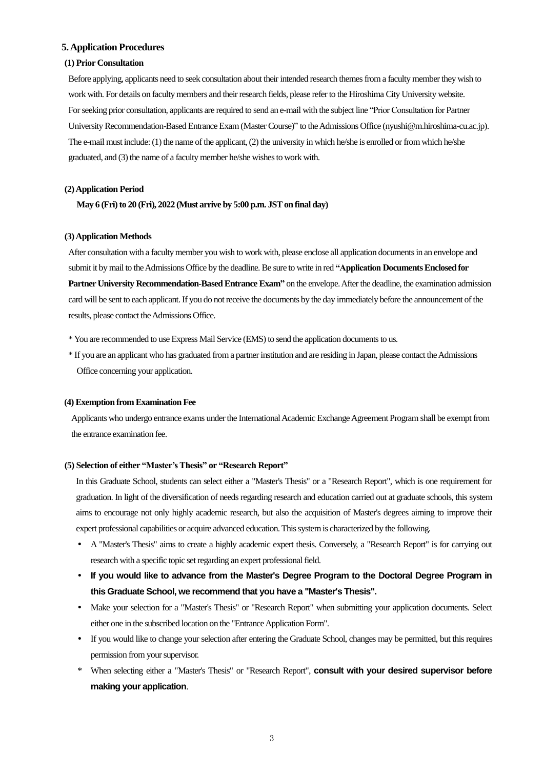## 5. Application Procedures

### (1) Prior Consultation

Before applying, applicants need to seek consultation about their intended research themes from a faculty member they wish to work with. For details on faculty members and their research fields, please refer to the Hiroshima City University website.
For seeking prior consultation, applicants are required to send an e-mail with the subject line "Prior Consultation for Partner University Recommendation-Based Entrance Exam (Master Course)" to the Admissions Office (nyushi@m.hiroshima-cu.ac.jp).
The e-mail must include: (1) the name of the applicant, (2) the university in which he/she is enrolled or from which he/she graduated, and (3) the name of a faculty member he/she wishes to work with.

### (2) Application Period

**May 6 (Fri) to 20 (Fri), 2022 (Must arrive by 5:00 p.m. JST on final day)**

### (3) Application Methods

After consultation with a faculty member you wish to work with, please enclose all application documents in an envelope and submit it by mail to the Admissions Office by the deadline. Be sure to write in red **"Application Documents Enclosed for Partner University Recommendation-Based Entrance Exam"** on the envelope. After the deadline, the examination admission card will be sent to each applicant. If you do not receive the documents by the day immediately before the announcement of the results, please contact the Admissions Office.

\* You are recommended to use Express Mail Service (EMS) to send the application documents to us.

\* If you are an applicant who has graduated from a partner institution and are residing in Japan, please contact the Admissions Office concerning your application.

### (4) Exemption from Examination Fee

Applicants who undergo entrance exams under the International Academic Exchange Agreement Program shall be exempt from the entrance examination fee.

### (5) Selection of either "Master's Thesis" or "Research Report"

In this Graduate School, students can select either a "Master's Thesis" or a "Research Report", which is one requirement for graduation. In light of the diversification of needs regarding research and education carried out at graduate schools, this system aims to encourage not only highly academic research, but also the acquisition of Master's degrees aiming to improve their expert professional capabilities or acquire advanced education. This system is characterized by the following.

- A "Master's Thesis" aims to create a highly academic expert thesis. Conversely, a "Research Report" is for carrying out research with a specific topic set regarding an expert professional field.
- **If you would like to advance from the Master's Degree Program to the Doctoral Degree Program in this Graduate School, we recommend that you have a "Master's Thesis".**
- Make your selection for a "Master's Thesis" or "Research Report" when submitting your application documents. Select either one in the subscribed location on the "Entrance Application Form".
- If you would like to change your selection after entering the Graduate School, changes may be permitted, but this requires permission from your supervisor.

\* When selecting either a "Master's Thesis" or "Research Report", **consult with your desired supervisor before making your application**.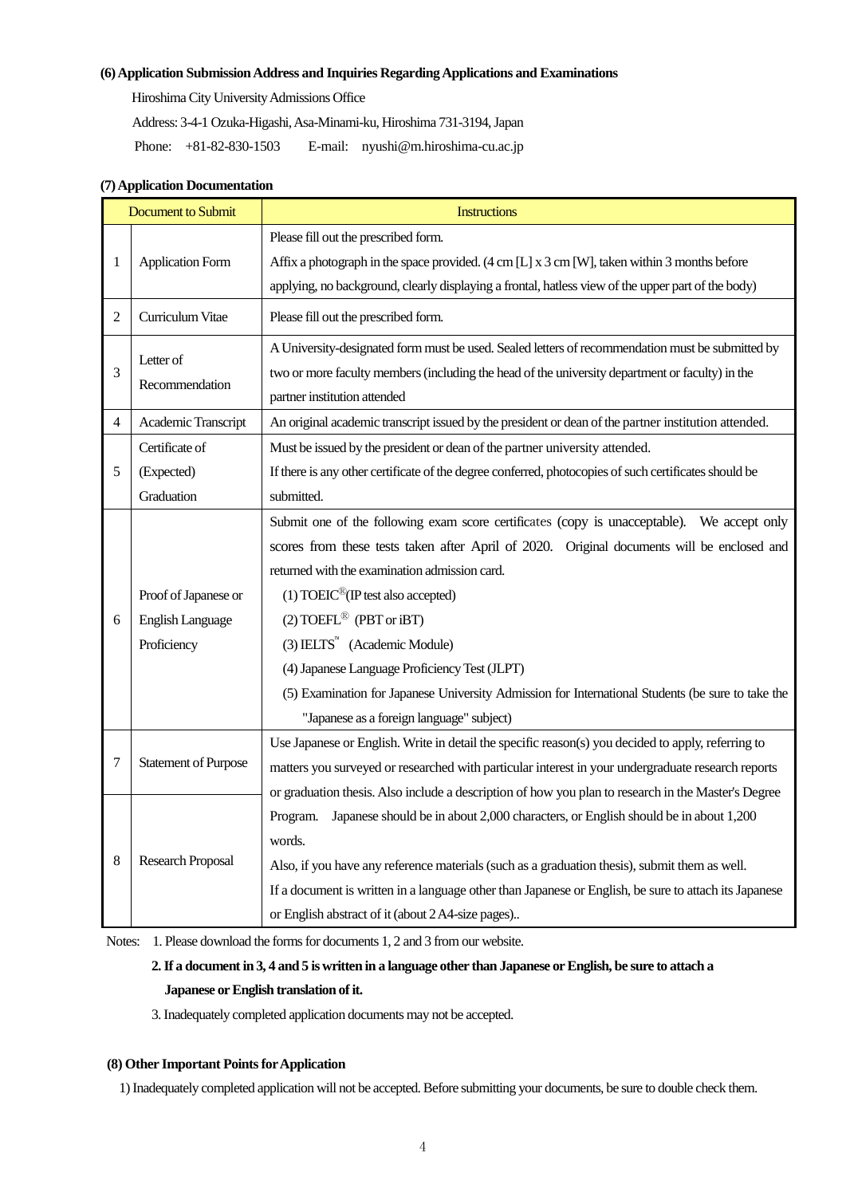### (6) Application Submission Address and Inquiries Regarding Applications and Examinations

Hiroshima City University Admissions Office

Address: 3-4-1 Ozuka-Higashi, Asa-Minami-ku, Hiroshima 731-3194, Japan

Phone: +81-82-830-1503 E-mail: nyushi@m.hiroshima-cu.ac.jp

### (7) Application Documentation

| | Document to Submit | Instructions |
|---|---|---|
| 1 | Application Form | Please fill out the prescribed form.<br>Affix a photograph in the space provided. (4 cm [L] x 3 cm [W], taken within 3 months before applying, no background, clearly displaying a frontal, hatless view of the upper part of the body) |
| 2 | Curriculum Vitae | Please fill out the prescribed form. |
| 3 | Letter of Recommendation | A University-designated form must be used. Sealed letters of recommendation must be submitted by two or more faculty members (including the head of the university department or faculty) in the partner institution attended |
| 4 | Academic Transcript | An original academic transcript issued by the president or dean of the partner institution attended. |
| 5 | Certificate of (Expected) Graduation | Must be issued by the president or dean of the partner university attended.<br>If there is any other certificate of the degree conferred, photocopies of such certificates should be submitted. |
| 6 | Proof of Japanese or English Language Proficiency | Submit one of the following exam score certificates (copy is unacceptable). We accept only scores from these tests taken after April of 2020. Original documents will be enclosed and returned with the examination admission card.<br>(1) TOEIC®(IP test also accepted)<br>(2) TOEFL® (PBT or iBT)<br>(3) IELTS™ (Academic Module)<br>(4) Japanese Language Proficiency Test (JLPT)<br>(5) Examination for Japanese University Admission for International Students (be sure to take the "Japanese as a foreign language" subject) |
| 7 | Statement of Purpose | Use Japanese or English. Write in detail the specific reason(s) you decided to apply, referring to matters you surveyed or researched with particular interest in your undergraduate research reports or graduation thesis. Also include a description of how you plan to research in the Master's Degree Program. Japanese should be in about 2,000 characters, or English should be in about 1,200 words.<br>Also, if you have any reference materials (such as a graduation thesis), submit them as well.<br>If a document is written in a language other than Japanese or English, be sure to attach its Japanese or English abstract of it (about 2 A4-size pages).. |
| 8 | Research Proposal | |

Notes: 1. Please download the forms for documents 1, 2 and 3 from our website.

**2. If a document in 3, 4 and 5 is written in a language other than Japanese or English, be sure to attach a Japanese or English translation of it.**

3. Inadequately completed application documents may not be accepted.

### (8) Other Important Points for Application

1) Inadequately completed application will not be accepted. Before submitting your documents, be sure to double check them.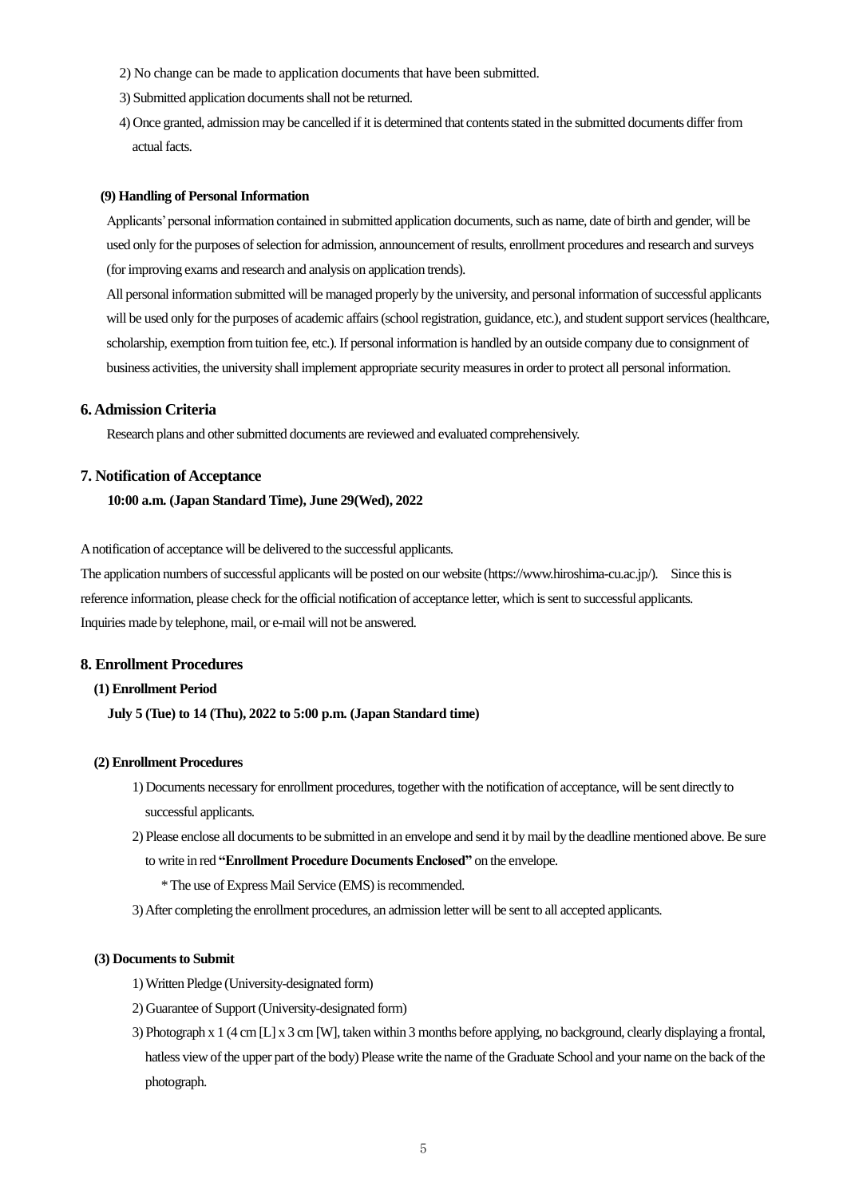2) No change can be made to application documents that have been submitted.

3) Submitted application documents shall not be returned.

4) Once granted, admission may be cancelled if it is determined that contents stated in the submitted documents differ from actual facts.

**(9) Handling of Personal Information**

Applicants' personal information contained in submitted application documents, such as name, date of birth and gender, will be used only for the purposes of selection for admission, announcement of results, enrollment procedures and research and surveys (for improving exams and research and analysis on application trends).

All personal information submitted will be managed properly by the university, and personal information of successful applicants will be used only for the purposes of academic affairs (school registration, guidance, etc.), and student support services (healthcare, scholarship, exemption from tuition fee, etc.). If personal information is handled by an outside company due to consignment of business activities, the university shall implement appropriate security measures in order to protect all personal information.

## 6. Admission Criteria

Research plans and other submitted documents are reviewed and evaluated comprehensively.

## 7. Notification of Acceptance

**10:00 a.m. (Japan Standard Time), June 29(Wed), 2022**

A notification of acceptance will be delivered to the successful applicants.

The application numbers of successful applicants will be posted on our website (https://www.hiroshima-cu.ac.jp/). Since this is reference information, please check for the official notification of acceptance letter, which is sent to successful applicants.

Inquiries made by telephone, mail, or e-mail will not be answered.

## 8. Enrollment Procedures

**(1) Enrollment Period**

**July 5 (Tue) to 14 (Thu), 2022 to 5:00 p.m. (Japan Standard time)**

**(2) Enrollment Procedures**

1) Documents necessary for enrollment procedures, together with the notification of acceptance, will be sent directly to successful applicants.

2) Please enclose all documents to be submitted in an envelope and send it by mail by the deadline mentioned above. Be sure to write in red **"Enrollment Procedure Documents Enclosed"** on the envelope.

   * The use of Express Mail Service (EMS) is recommended.

3) After completing the enrollment procedures, an admission letter will be sent to all accepted applicants.

**(3) Documents to Submit**

1) Written Pledge (University-designated form)

2) Guarantee of Support (University-designated form)

3) Photograph x 1 (4 cm [L] x 3 cm [W], taken within 3 months before applying, no background, clearly displaying a frontal, hatless view of the upper part of the body) Please write the name of the Graduate School and your name on the back of the photograph.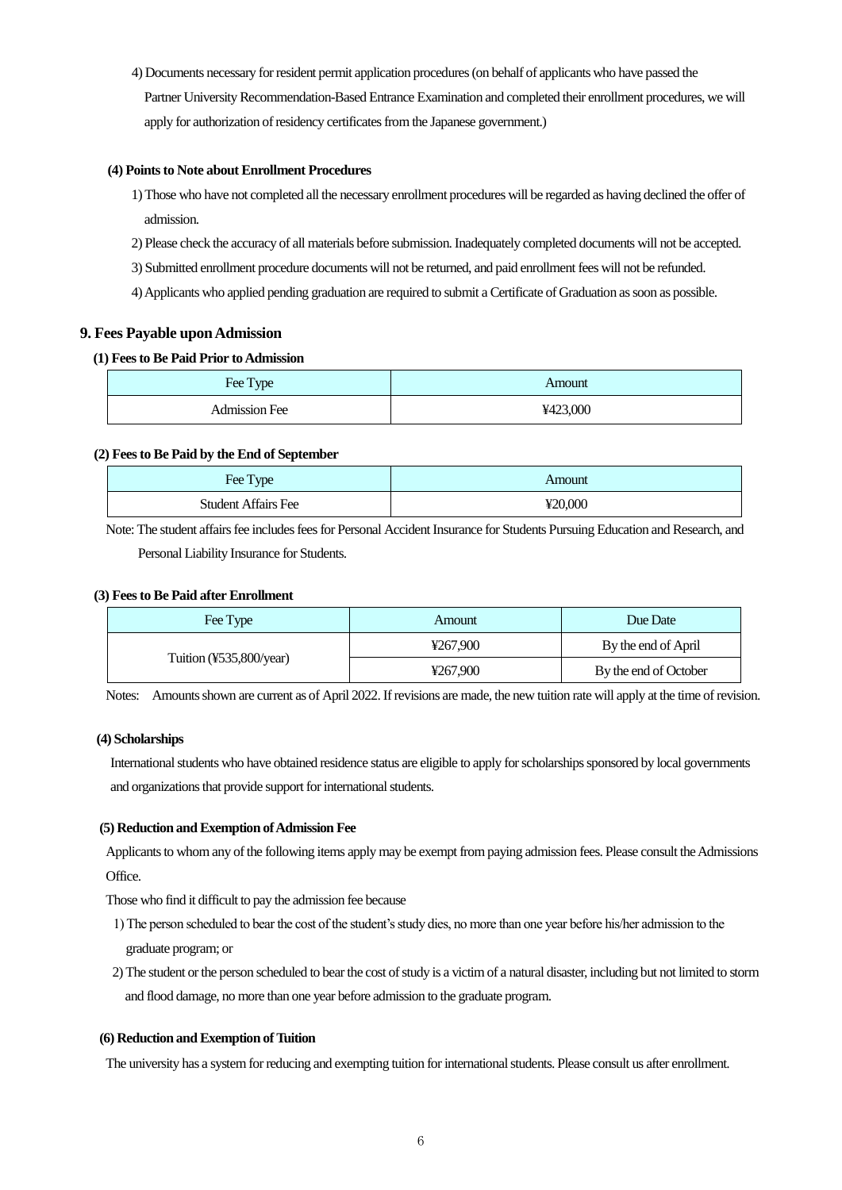4) Documents necessary for resident permit application procedures (on behalf of applicants who have passed the Partner University Recommendation-Based Entrance Examination and completed their enrollment procedures, we will apply for authorization of residency certificates from the Japanese government.)

**(4) Points to Note about Enrollment Procedures**

1) Those who have not completed all the necessary enrollment procedures will be regarded as having declined the offer of admission.

2) Please check the accuracy of all materials before submission. Inadequately completed documents will not be accepted.

3) Submitted enrollment procedure documents will not be returned, and paid enrollment fees will not be refunded.

4) Applicants who applied pending graduation are required to submit a Certificate of Graduation as soon as possible.

## 9. Fees Payable upon Admission

**(1) Fees to Be Paid Prior to Admission**

| Fee Type | Amount |
|---|---|
| Admission Fee | ¥423,000 |

**(2) Fees to Be Paid by the End of September**

| Fee Type | Amount |
|---|---|
| Student Affairs Fee | ¥20,000 |

Note: The student affairs fee includes fees for Personal Accident Insurance for Students Pursuing Education and Research, and Personal Liability Insurance for Students.

**(3) Fees to Be Paid after Enrollment**

| Fee Type | Amount | Due Date |
|---|---|---|
| Tuition (¥535,800/year) | ¥267,900 | By the end of April |
| | ¥267,900 | By the end of October |

Notes: Amounts shown are current as of April 2022. If revisions are made, the new tuition rate will apply at the time of revision.

**(4) Scholarships**

International students who have obtained residence status are eligible to apply for scholarships sponsored by local governments and organizations that provide support for international students.

**(5) Reduction and Exemption of Admission Fee**

Applicants to whom any of the following items apply may be exempt from paying admission fees. Please consult the Admissions Office.

Those who find it difficult to pay the admission fee because

1) The person scheduled to bear the cost of the student's study dies, no more than one year before his/her admission to the graduate program; or

2) The student or the person scheduled to bear the cost of study is a victim of a natural disaster, including but not limited to storm and flood damage, no more than one year before admission to the graduate program.

**(6) Reduction and Exemption of Tuition**

The university has a system for reducing and exempting tuition for international students. Please consult us after enrollment.